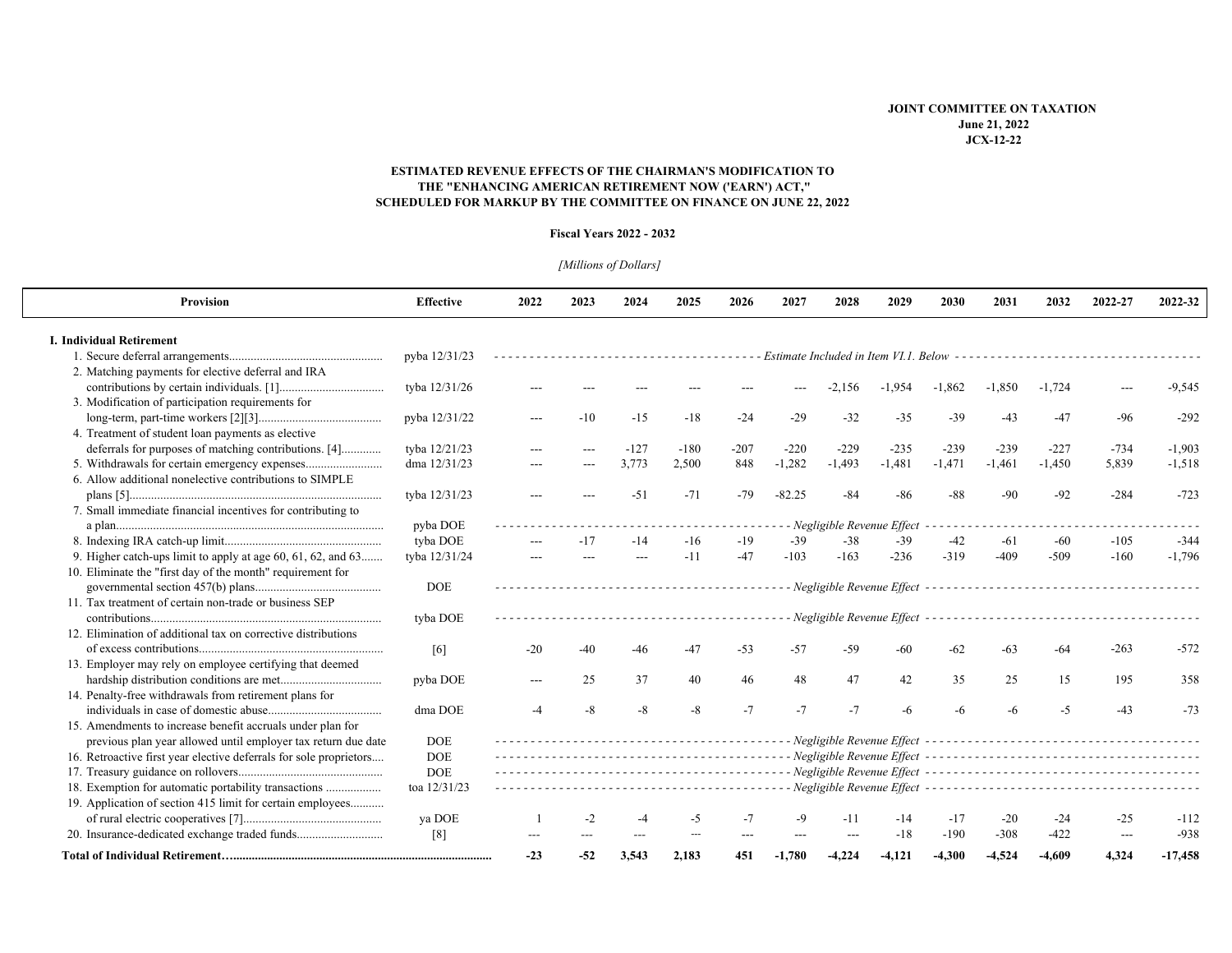**JOINT COMMITTEE ON TAXATION**
**June 21, 2022**
**JCX-12-22**

## ESTIMATED REVENUE EFFECTS OF THE CHAIRMAN'S MODIFICATION TO THE "ENHANCING AMERICAN RETIREMENT NOW ('EARN') ACT," SCHEDULED FOR MARKUP BY THE COMMITTEE ON FINANCE ON JUNE 22, 2022

**Fiscal Years 2022 - 2032**

*[Millions of Dollars]*

| Provision | Effective | 2022 | 2023 | 2024 | 2025 | 2026 | 2027 | 2028 | 2029 | 2030 | 2031 | 2032 | 2022-27 | 2022-32 |
|---|---|---|---|---|---|---|---|---|---|---|---|---|---|---|
| **I. Individual Retirement** | | | | | | | | | | | | | | |
| 1. Secure deferral arrangements | pyba 12/31/23 | *Estimate Included in Item VI.1. Below* | | | | | | | | | | | | |
| 2. Matching payments for elective deferral and IRA contributions by certain individuals. [1] | tyba 12/31/26 | --- | --- | --- | --- | --- | --- | -2,156 | -1,954 | -1,862 | -1,850 | -1,724 | --- | -9,545 |
| 3. Modification of participation requirements for long-term, part-time workers [2][3] | pyba 12/31/22 | --- | -10 | -15 | -18 | -24 | -29 | -32 | -35 | -39 | -43 | -47 | -96 | -292 |
| 4. Treatment of student loan payments as elective deferrals for purposes of matching contributions. [4] | tyba 12/21/23 | --- | --- | -127 | -180 | -207 | -220 | -229 | -235 | -239 | -239 | -227 | -734 | -1,903 |
| 5. Withdrawals for certain emergency expenses | dma 12/31/23 | --- | --- | 3,773 | 2,500 | 848 | -1,282 | -1,493 | -1,481 | -1,471 | -1,461 | -1,450 | 5,839 | -1,518 |
| 6. Allow additional nonelective contributions to SIMPLE plans [5] | tyba 12/31/23 | --- | --- | -51 | -71 | -79 | -82.25 | -84 | -86 | -88 | -90 | -92 | -284 | -723 |
| 7. Small immediate financial incentives for contributing to a plan | pyba DOE | *Negligible Revenue Effect* | | | | | | | | | | | | |
| 8. Indexing IRA catch-up limit | tyba DOE | --- | -17 | -14 | -16 | -19 | -39 | -38 | -39 | -42 | -61 | -60 | -105 | -344 |
| 9. Higher catch-ups limit to apply at age 60, 61, 62, and 63 | tyba 12/31/24 | --- | --- | --- | -11 | -47 | -103 | -163 | -236 | -319 | -409 | -509 | -160 | -1,796 |
| 10. Eliminate the "first day of the month" requirement for governmental section 457(b) plans | DOE | *Negligible Revenue Effect* | | | | | | | | | | | | |
| 11. Tax treatment of certain non-trade or business SEP contributions | tyba DOE | *Negligible Revenue Effect* | | | | | | | | | | | | |
| 12. Elimination of additional tax on corrective distributions of excess contributions | [6] | -20 | -40 | -46 | -47 | -53 | -57 | -59 | -60 | -62 | -63 | -64 | -263 | -572 |
| 13. Employer may rely on employee certifying that deemed hardship distribution conditions are met | pyba DOE | --- | 25 | 37 | 40 | 46 | 48 | 47 | 42 | 35 | 25 | 15 | 195 | 358 |
| 14. Penalty-free withdrawals from retirement plans for individuals in case of domestic abuse | dma DOE | -4 | -8 | -8 | -8 | -7 | -7 | -7 | -6 | -6 | -6 | -5 | -43 | -73 |
| 15. Amendments to increase benefit accruals under plan for previous plan year allowed until employer tax return due date | DOE | *Negligible Revenue Effect* | | | | | | | | | | | | |
| 16. Retroactive first year elective deferrals for sole proprietors | DOE | *Negligible Revenue Effect* | | | | | | | | | | | | |
| 17. Treasury guidance on rollovers | DOE | *Negligible Revenue Effect* | | | | | | | | | | | | |
| 18. Exemption for automatic portability transactions | toa 12/31/23 | *Negligible Revenue Effect* | | | | | | | | | | | | |
| 19. Application of section 415 limit for certain employees of rural electric cooperatives [7] | ya DOE | 1 | -2 | -4 | -5 | -7 | -9 | -11 | -14 | -17 | -20 | -24 | -25 | -112 |
| 20. Insurance-dedicated exchange traded funds | [8] | --- | --- | --- | --- | --- | --- | --- | -18 | -190 | -308 | -422 | --- | -938 |
| **Total of Individual Retirement** | | **-23** | **-52** | **3,543** | **2,183** | **451** | **-1,780** | **-4,224** | **-4,121** | **-4,300** | **-4,524** | **-4,609** | **4,324** | **-17,458** |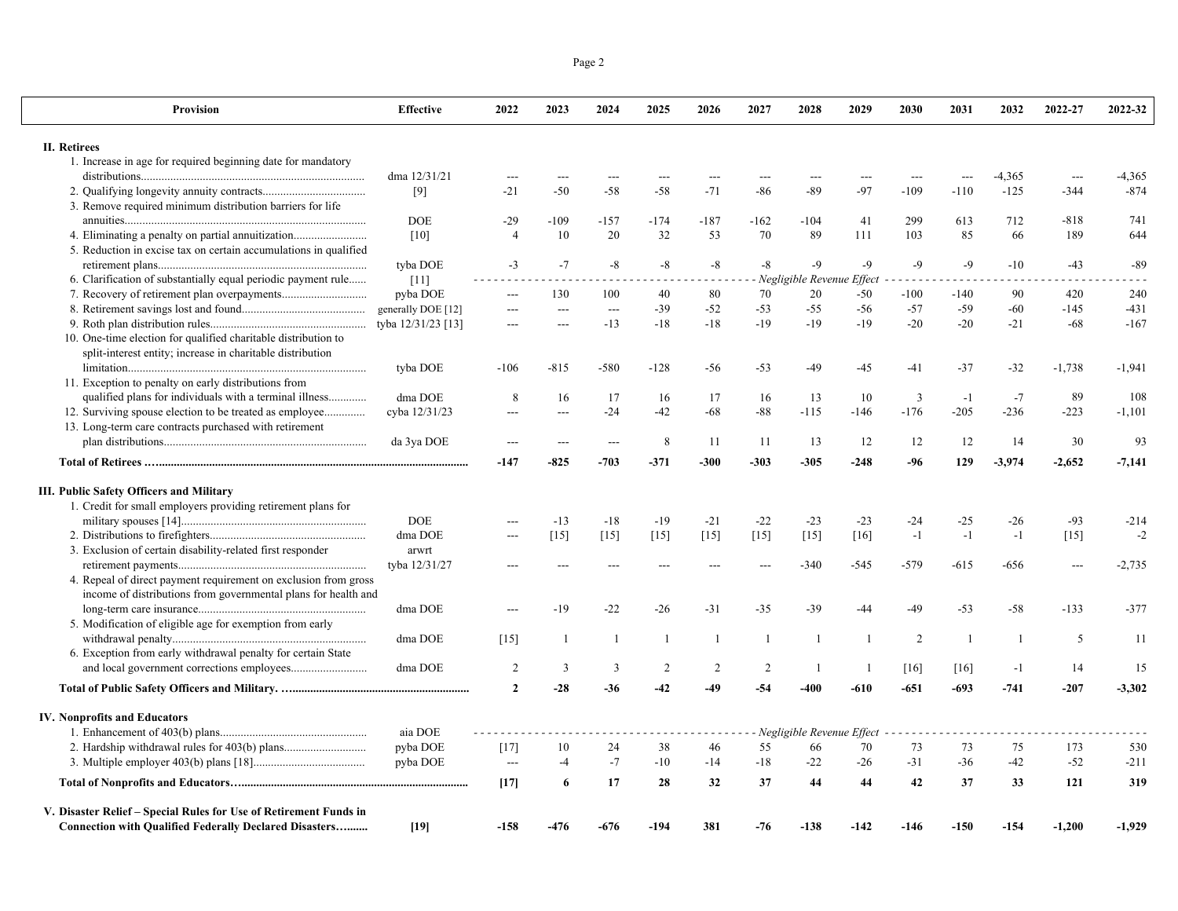| Provision | Effective | 2022 | 2023 | 2024 | 2025 | 2026 | 2027 | 2028 | 2029 | 2030 | 2031 | 2032 | 2022-27 | 2022-32 |
|---|---|---|---|---|---|---|---|---|---|---|---|---|---|---|
| **II. Retirees** | | | | | | | | | | | | | | |
| 1. Increase in age for required beginning date for mandatory distributions | dma 12/31/21 | --- | --- | --- | --- | --- | --- | --- | --- | --- | --- | -4,365 | --- | -4,365 |
| 2. Qualifying longevity annuity contracts | [9] | -21 | -50 | -58 | -58 | -71 | -86 | -89 | -97 | -109 | -110 | -125 | -344 | -874 |
| 3. Remove required minimum distribution barriers for life annuities | DOE | -29 | -109 | -157 | -174 | -187 | -162 | -104 | 41 | 299 | 613 | 712 | -818 | 741 |
| 4. Eliminating a penalty on partial annuitization | [10] | 4 | 10 | 20 | 32 | 53 | 70 | 89 | 111 | 103 | 85 | 66 | 189 | 644 |
| 5. Reduction in excise tax on certain accumulations in qualified retirement plans | tyba DOE | -3 | -7 | -8 | -8 | -8 | -8 | -9 | -9 | -9 | -9 | -10 | -43 | -89 |
| 6. Clarification of substantially equal periodic payment rule | [11] | *Negligible Revenue Effect* | | | | | | | | | | | | |
| 7. Recovery of retirement plan overpayments | pyba DOE | --- | 130 | 100 | 40 | 80 | 70 | 20 | -50 | -100 | -140 | 90 | 420 | 240 |
| 8. Retirement savings lost and found | generally DOE [12] | --- | --- | --- | -39 | -52 | -53 | -55 | -56 | -57 | -59 | -60 | -145 | -431 |
| 9. Roth plan distribution rules | tyba 12/31/23 [13] | --- | --- | -13 | -18 | -18 | -19 | -19 | -19 | -20 | -20 | -21 | -68 | -167 |
| 10. One-time election for qualified charitable distribution to split-interest entity; increase in charitable distribution limitation | tyba DOE | -106 | -815 | -580 | -128 | -56 | -53 | -49 | -45 | -41 | -37 | -32 | -1,738 | -1,941 |
| 11. Exception to penalty on early distributions from qualified plans for individuals with a terminal illness | dma DOE | 8 | 16 | 17 | 16 | 17 | 16 | 13 | 10 | 3 | -1 | -7 | 89 | 108 |
| 12. Surviving spouse election to be treated as employee | cyba 12/31/23 | --- | --- | -24 | -42 | -68 | -88 | -115 | -146 | -176 | -205 | -236 | -223 | -1,101 |
| 13. Long-term care contracts purchased with retirement plan distributions | da 3ya DOE | --- | --- | --- | 8 | 11 | 11 | 13 | 12 | 12 | 12 | 14 | 30 | 93 |
| **Total of Retirees** | | **-147** | **-825** | **-703** | **-371** | **-300** | **-303** | **-305** | **-248** | **-96** | **129** | **-3,974** | **-2,652** | **-7,141** |
| **III. Public Safety Officers and Military** | | | | | | | | | | | | | | |
| 1. Credit for small employers providing retirement plans for military spouses [14] | DOE | --- | -13 | -18 | -19 | -21 | -22 | -23 | -23 | -24 | -25 | -26 | -93 | -214 |
| 2. Distributions to firefighters | dma DOE | --- | [15] | [15] | [15] | [15] | [15] | [15] | [16] | -1 | -1 | -1 | [15] | -2 |
| 3. Exclusion of certain disability-related first responder retirement payments | arwrt tyba 12/31/27 | --- | --- | --- | --- | --- | --- | -340 | -545 | -579 | -615 | -656 | --- | -2,735 |
| 4. Repeal of direct payment requirement on exclusion from gross income of distributions from governmental plans for health and long-term care insurance | dma DOE | --- | -19 | -22 | -26 | -31 | -35 | -39 | -44 | -49 | -53 | -58 | -133 | -377 |
| 5. Modification of eligible age for exemption from early withdrawal penalty | dma DOE | [15] | 1 | 1 | 1 | 1 | 1 | 1 | 1 | 2 | 1 | 1 | 5 | 11 |
| 6. Exception from early withdrawal penalty for certain State and local government corrections employees | dma DOE | 2 | 3 | 3 | 2 | 2 | 2 | 1 | 1 | [16] | [16] | -1 | 14 | 15 |
| **Total of Public Safety Officers and Military.** | | **2** | **-28** | **-36** | **-42** | **-49** | **-54** | **-400** | **-610** | **-651** | **-693** | **-741** | **-207** | **-3,302** |
| **IV. Nonprofits and Educators** | | | | | | | | | | | | | | |
| 1. Enhancement of 403(b) plans | aia DOE | *Negligible Revenue Effect* | | | | | | | | | | | | |
| 2. Hardship withdrawal rules for 403(b) plans | pyba DOE | [17] | 10 | 24 | 38 | 46 | 55 | 66 | 70 | 73 | 73 | 75 | 173 | 530 |
| 3. Multiple employer 403(b) plans [18] | pyba DOE | --- | -4 | -7 | -10 | -14 | -18 | -22 | -26 | -31 | -36 | -42 | -52 | -211 |
| **Total of Nonprofits and Educators** | | **[17]** | **6** | **17** | **28** | **32** | **37** | **44** | **44** | **42** | **37** | **33** | **121** | **319** |
| **V. Disaster Relief – Special Rules for Use of Retirement Funds in Connection with Qualified Federally Declared Disasters** | **[19]** | **-158** | **-476** | **-676** | **-194** | **381** | **-76** | **-138** | **-142** | **-146** | **-150** | **-154** | **-1,200** | **-1,929** |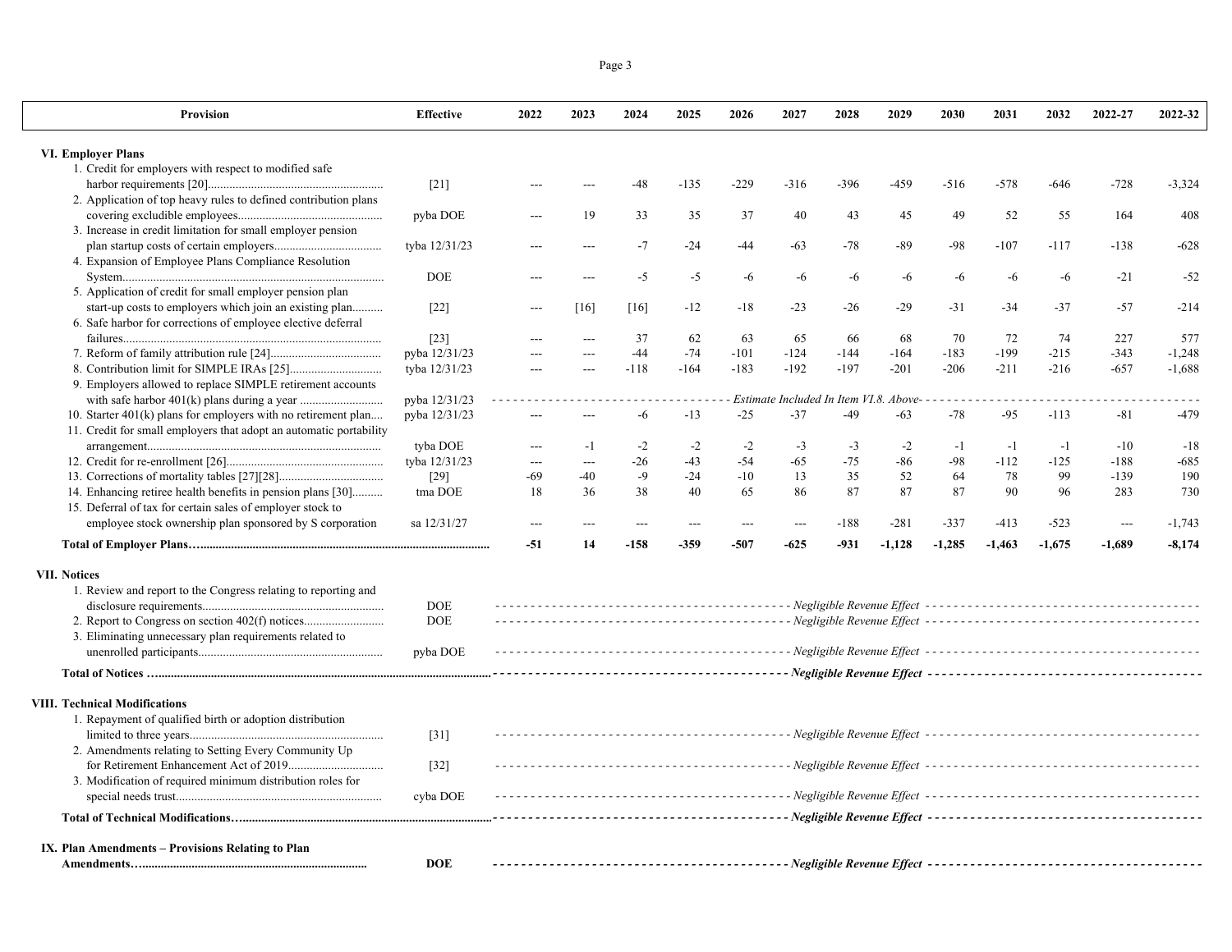| Provision | Effective | 2022 | 2023 | 2024 | 2025 | 2026 | 2027 | 2028 | 2029 | 2030 | 2031 | 2032 | 2022-27 | 2022-32 |
|---|---|---|---|---|---|---|---|---|---|---|---|---|---|---|
| **VI. Employer Plans** | | | | | | | | | | | | | | |
| 1. Credit for employers with respect to modified safe harbor requirements [20] | [21] | --- | --- | -48 | -135 | -229 | -316 | -396 | -459 | -516 | -578 | -646 | -728 | -3,324 |
| 2. Application of top heavy rules to defined contribution plans covering excludible employees | pyba DOE | --- | 19 | 33 | 35 | 37 | 40 | 43 | 45 | 49 | 52 | 55 | 164 | 408 |
| 3. Increase in credit limitation for small employer pension plan startup costs of certain employers | tyba 12/31/23 | --- | --- | -7 | -24 | -44 | -63 | -78 | -89 | -98 | -107 | -117 | -138 | -628 |
| 4. Expansion of Employee Plans Compliance Resolution System | DOE | --- | --- | -5 | -5 | -6 | -6 | -6 | -6 | -6 | -6 | -6 | -21 | -52 |
| 5. Application of credit for small employer pension plan start-up costs to employers which join an existing plan | [22] | --- | [16] | [16] | -12 | -18 | -23 | -26 | -29 | -31 | -34 | -37 | -57 | -214 |
| 6. Safe harbor for corrections of employee elective deferral failures | [23] | --- | --- | 37 | 62 | 63 | 65 | 66 | 68 | 70 | 72 | 74 | 227 | 577 |
| 7. Reform of family attribution rule [24] | pyba 12/31/23 | --- | --- | -44 | -74 | -101 | -124 | -144 | -164 | -183 | -199 | -215 | -343 | -1,248 |
| 8. Contribution limit for SIMPLE IRAs [25] | tyba 12/31/23 | --- | --- | -118 | -164 | -183 | -192 | -197 | -201 | -206 | -211 | -216 | -657 | -1,688 |
| 9. Employers allowed to replace SIMPLE retirement accounts with safe harbor 401(k) plans during a year | pyba 12/31/23 | *Estimate Included In Item VI.8. Above* | | | | | | | | | | | | |
| 10. Starter 401(k) plans for employers with no retirement plan | pyba 12/31/23 | --- | --- | -6 | -13 | -25 | -37 | -49 | -63 | -78 | -95 | -113 | -81 | -479 |
| 11. Credit for small employers that adopt an automatic portability arrangement | tyba DOE | --- | -1 | -2 | -2 | -2 | -3 | -3 | -2 | -1 | -1 | -1 | -10 | -18 |
| 12. Credit for re-enrollment [26] | tyba 12/31/23 | --- | --- | -26 | -43 | -54 | -65 | -75 | -86 | -98 | -112 | -125 | -188 | -685 |
| 13. Corrections of mortality tables [27][28] | [29] | -69 | -40 | -9 | -24 | -10 | 13 | 35 | 52 | 64 | 78 | 99 | -139 | 190 |
| 14. Enhancing retiree health benefits in pension plans [30] | tma DOE | 18 | 36 | 38 | 40 | 65 | 86 | 87 | 87 | 87 | 90 | 96 | 283 | 730 |
| 15. Deferral of tax for certain sales of employer stock to employee stock ownership plan sponsored by S corporation | sa 12/31/27 | --- | --- | --- | --- | --- | --- | -188 | -281 | -337 | -413 | -523 | --- | -1,743 |
| **Total of Employer Plans** | | **-51** | **14** | **-158** | **-359** | **-507** | **-625** | **-931** | **-1,128** | **-1,285** | **-1,463** | **-1,675** | **-1,689** | **-8,174** |
| **VII. Notices** | | | | | | | | | | | | | | |
| 1. Review and report to the Congress relating to reporting and disclosure requirements | DOE | *Negligible Revenue Effect* | | | | | | | | | | | | |
| 2. Report to Congress on section 402(f) notices | DOE | *Negligible Revenue Effect* | | | | | | | | | | | | |
| 3. Eliminating unnecessary plan requirements related to unenrolled participants | pyba DOE | *Negligible Revenue Effect* | | | | | | | | | | | | |
| **Total of Notices** | | ***Negligible Revenue Effect*** | | | | | | | | | | | | |
| **VIII. Technical Modifications** | | | | | | | | | | | | | | |
| 1. Repayment of qualified birth or adoption distribution limited to three years | [31] | *Negligible Revenue Effect* | | | | | | | | | | | | |
| 2. Amendments relating to Setting Every Community Up for Retirement Enhancement Act of 2019 | [32] | *Negligible Revenue Effect* | | | | | | | | | | | | |
| 3. Modification of required minimum distribution roles for special needs trust | cyba DOE | *Negligible Revenue Effect* | | | | | | | | | | | | |
| **Total of Technical Modifications** | | ***Negligible Revenue Effect*** | | | | | | | | | | | | |
| **IX. Plan Amendments – Provisions Relating to Plan Amendments** | **DOE** | ***Negligible Revenue Effect*** | | | | | | | | | | | | |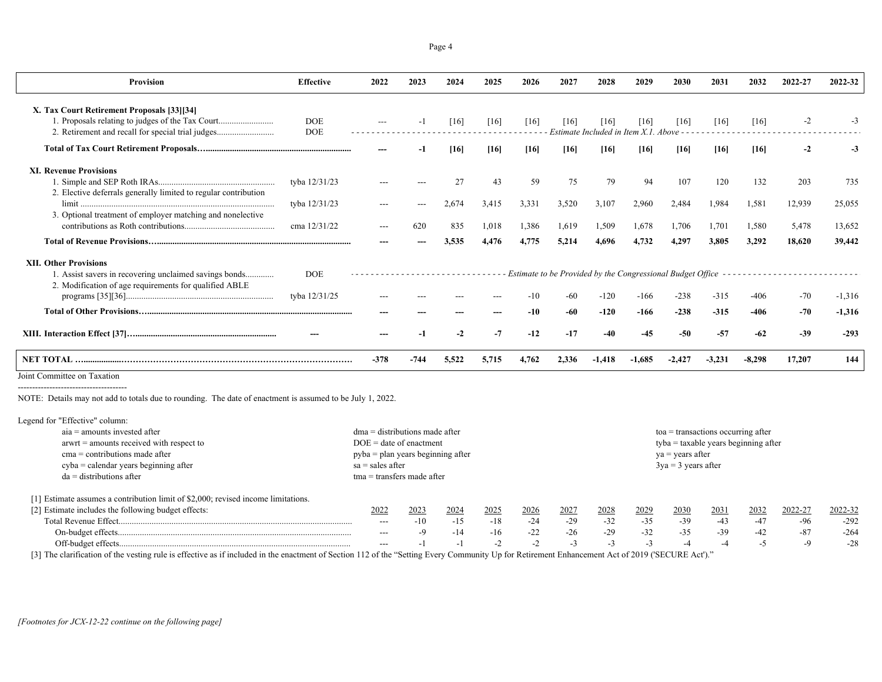| Provision | Effective | 2022 | 2023 | 2024 | 2025 | 2026 | 2027 | 2028 | 2029 | 2030 | 2031 | 2032 | 2022-27 | 2022-32 |
|---|---|---|---|---|---|---|---|---|---|---|---|---|---|---|
| **X. Tax Court Retirement Proposals [33][34]** | | | | | | | | | | | | | | |
| 1. Proposals relating to judges of the Tax Court | DOE | --- | -1 | [16] | [16] | [16] | [16] | [16] | [16] | [16] | [16] | [16] | -2 | -3 |
| 2. Retirement and recall for special trial judges | DOE | *Estimate Included in Item X.1. Above* | | | | | | | | | | | | |
| **Total of Tax Court Retirement Proposals** | | **---** | **-1** | **[16]** | **[16]** | **[16]** | **[16]** | **[16]** | **[16]** | **[16]** | **[16]** | **[16]** | **-2** | **-3** |
| **XI. Revenue Provisions** | | | | | | | | | | | | | | |
| 1. Simple and SEP Roth IRAs | tyba 12/31/23 | --- | --- | 27 | 43 | 59 | 75 | 79 | 94 | 107 | 120 | 132 | 203 | 735 |
| 2. Elective deferrals generally limited to regular contribution limit | tyba 12/31/23 | --- | --- | 2,674 | 3,415 | 3,331 | 3,520 | 3,107 | 2,960 | 2,484 | 1,984 | 1,581 | 12,939 | 25,055 |
| 3. Optional treatment of employer matching and nonelective contributions as Roth contributions | cma 12/31/22 | --- | 620 | 835 | 1,018 | 1,386 | 1,619 | 1,509 | 1,678 | 1,706 | 1,701 | 1,580 | 5,478 | 13,652 |
| **Total of Revenue Provisions** | | **---** | **---** | **3,535** | **4,476** | **4,775** | **5,214** | **4,696** | **4,732** | **4,297** | **3,805** | **3,292** | **18,620** | **39,442** |
| **XII. Other Provisions** | | | | | | | | | | | | | | |
| 1. Assist savers in recovering unclaimed savings bonds | DOE | *Estimate to be Provided by the Congressional Budget Office* | | | | | | | | | | | | |
| 2. Modification of age requirements for qualified ABLE programs [35][36] | tyba 12/31/25 | --- | --- | --- | --- | -10 | -60 | -120 | -166 | -238 | -315 | -406 | -70 | -1,316 |
| **Total of Other Provisions** | | **---** | **---** | **---** | **---** | **-10** | **-60** | **-120** | **-166** | **-238** | **-315** | **-406** | **-70** | **-1,316** |
| **XIII. Interaction Effect [37]** | **---** | **---** | **-1** | **-2** | **-7** | **-12** | **-17** | **-40** | **-45** | **-50** | **-57** | **-62** | **-39** | **-293** |
| **NET TOTAL** | | **-378** | **-744** | **5,522** | **5,715** | **4,762** | **2,336** | **-1,418** | **-1,685** | **-2,427** | **-3,231** | **-8,298** | **17,207** | **144** |

Joint Committee on Taxation

--------------------------------------

NOTE: Details may not add to totals due to rounding. The date of enactment is assumed to be July 1, 2022.

Legend for "Effective" column:

- aia = amounts invested after
- arwrt = amounts received with respect to
- cma = contributions made after
- cyba = calendar years beginning after
- da = distributions after
- dma = distributions made after
- DOE = date of enactment
- pyba = plan years beginning after
- sa = sales after
- tma = transfers made after
- toa = transactions occurring after
- tyba = taxable years beginning after
- ya = years after
- 3ya = 3 years after

[1] Estimate assumes a contribution limit of $2,000; revised income limitations.

[2] Estimate includes the following budget effects:

| | 2022 | 2023 | 2024 | 2025 | 2026 | 2027 | 2028 | 2029 | 2030 | 2031 | 2032 | 2022-27 | 2022-32 |
|---|---|---|---|---|---|---|---|---|---|---|---|---|---|
| Total Revenue Effect | --- | -10 | -15 | -18 | -24 | -29 | -32 | -35 | -39 | -43 | -47 | -96 | -292 |
| On-budget effects | --- | -9 | -14 | -16 | -22 | -26 | -29 | -32 | -35 | -39 | -42 | -87 | -264 |
| Off-budget effects | --- | -1 | -1 | -2 | -2 | -3 | -3 | -3 | -4 | -4 | -5 | -9 | -28 |

[3] The clarification of the vesting rule is effective as if included in the enactment of Section 112 of the "Setting Every Community Up for Retirement Enhancement Act of 2019 ('SECURE Act')."

*[Footnotes for JCX-12-22 continue on the following page]*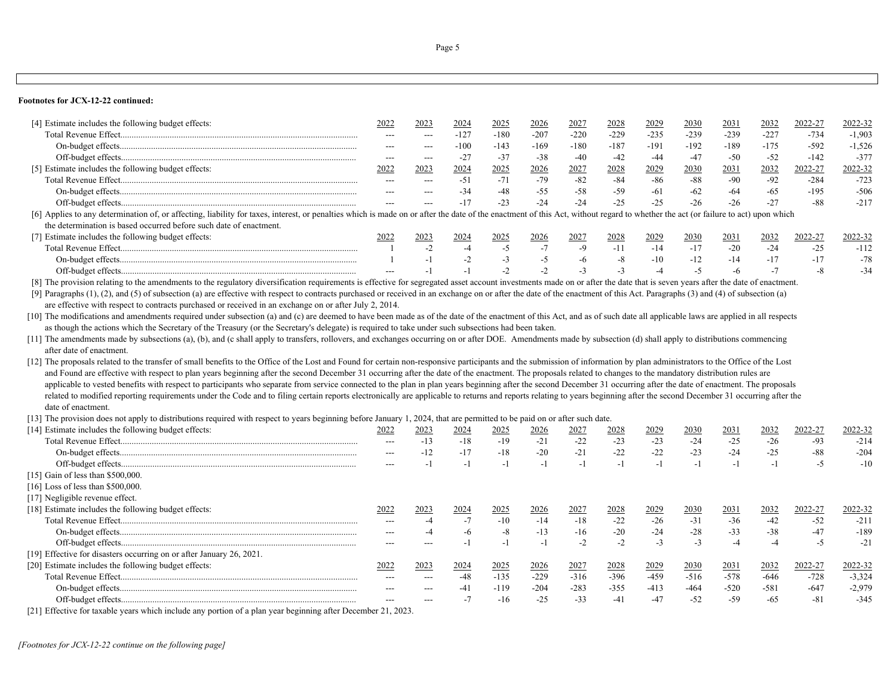**Footnotes for JCX-12-22 continued:**

[4] Estimate includes the following budget effects:

| | 2022 | 2023 | 2024 | 2025 | 2026 | 2027 | 2028 | 2029 | 2030 | 2031 | 2032 | 2022-27 | 2022-32 |
|---|---|---|---|---|---|---|---|---|---|---|---|---|---|
| Total Revenue Effect | --- | --- | -127 | -180 | -207 | -220 | -229 | -235 | -239 | -239 | -227 | -734 | -1,903 |
| On-budget effects | --- | --- | -100 | -143 | -169 | -180 | -187 | -191 | -192 | -189 | -175 | -592 | -1,526 |
| Off-budget effects | --- | --- | -27 | -37 | -38 | -40 | -42 | -44 | -47 | -50 | -52 | -142 | -377 |

[5] Estimate includes the following budget effects:

| | 2022 | 2023 | 2024 | 2025 | 2026 | 2027 | 2028 | 2029 | 2030 | 2031 | 2032 | 2022-27 | 2022-32 |
|---|---|---|---|---|---|---|---|---|---|---|---|---|---|
| Total Revenue Effect | --- | --- | -51 | -71 | -79 | -82 | -84 | -86 | -88 | -90 | -92 | -284 | -723 |
| On-budget effects | --- | --- | -34 | -48 | -55 | -58 | -59 | -61 | -62 | -64 | -65 | -195 | -506 |
| Off-budget effects | --- | --- | -17 | -23 | -24 | -24 | -25 | -25 | -26 | -26 | -27 | -88 | -217 |

[6] Applies to any determination of, or affecting, liability for taxes, interest, or penalties which is made on or after the date of the enactment of this Act, without regard to whether the act (or failure to act) upon which the determination is based occurred before such date of enactment.

[7] Estimate includes the following budget effects:

| | 2022 | 2023 | 2024 | 2025 | 2026 | 2027 | 2028 | 2029 | 2030 | 2031 | 2032 | 2022-27 | 2022-32 |
|---|---|---|---|---|---|---|---|---|---|---|---|---|---|
| Total Revenue Effect | 1 | -2 | -4 | -5 | -7 | -9 | -11 | -14 | -17 | -20 | -24 | -25 | -112 |
| On-budget effects | 1 | -1 | -2 | -3 | -5 | -6 | -8 | -10 | -12 | -14 | -17 | -17 | -78 |
| Off-budget effects | --- | -1 | -1 | -2 | -2 | -3 | -3 | -4 | -5 | -6 | -7 | -8 | -34 |

[8] The provision relating to the amendments to the regulatory diversification requirements is effective for segregated asset account investments made on or after the date that is seven years after the date of enactment.

[9] Paragraphs (1), (2), and (5) of subsection (a) are effective with respect to contracts purchased or received in an exchange on or after the date of the enactment of this Act. Paragraphs (3) and (4) of subsection (a) are effective with respect to contracts purchased or received in an exchange on or after July 2, 2014.

[10] The modifications and amendments required under subsection (a) and (c) are deemed to have been made as of the date of the enactment of this Act, and as of such date all applicable laws are applied in all respects as though the actions which the Secretary of the Treasury (or the Secretary's delegate) is required to take under such subsections had been taken.

[11] The amendments made by subsections (a), (b), and (c shall apply to transfers, rollovers, and exchanges occurring on or after DOE. Amendments made by subsection (d) shall apply to distributions commencing after date of enactment.

[12] The proposals related to the transfer of small benefits to the Office of the Lost and Found for certain non-responsive participants and the submission of information by plan administrators to the Office of the Lost and Found are effective with respect to plan years beginning after the second December 31 occurring after the date of the enactment. The proposals related to changes to the mandatory distribution rules are applicable to vested benefits with respect to participants who separate from service connected to the plan in plan years beginning after the second December 31 occurring after the date of enactment. The proposals related to modified reporting requirements under the Code and to filing certain reports electronically are applicable to returns and reports relating to years beginning after the second December 31 occurring after the date of enactment.

[13] The provision does not apply to distributions required with respect to years beginning before January 1, 2024, that are permitted to be paid on or after such date.

[14] Estimate includes the following budget effects:

| | 2022 | 2023 | 2024 | 2025 | 2026 | 2027 | 2028 | 2029 | 2030 | 2031 | 2032 | 2022-27 | 2022-32 |
|---|---|---|---|---|---|---|---|---|---|---|---|---|---|
| Total Revenue Effect | --- | -13 | -18 | -19 | -21 | -22 | -23 | -23 | -24 | -25 | -26 | -93 | -214 |
| On-budget effects | --- | -12 | -17 | -18 | -20 | -21 | -22 | -22 | -23 | -24 | -25 | -88 | -204 |
| Off-budget effects | --- | -1 | -1 | -1 | -1 | -1 | -1 | -1 | -1 | -1 | -1 | -5 | -10 |

[15] Gain of less than $500,000.

[16] Loss of less than $500,000.

[17] Negligible revenue effect.

[18] Estimate includes the following budget effects:

| | 2022 | 2023 | 2024 | 2025 | 2026 | 2027 | 2028 | 2029 | 2030 | 2031 | 2032 | 2022-27 | 2022-32 |
|---|---|---|---|---|---|---|---|---|---|---|---|---|---|
| Total Revenue Effect | --- | -4 | -7 | -10 | -14 | -18 | -22 | -26 | -31 | -36 | -42 | -52 | -211 |
| On-budget effects | --- | -4 | -6 | -8 | -13 | -16 | -20 | -24 | -28 | -33 | -38 | -47 | -189 |
| Off-budget effects | --- | --- | -1 | -1 | -1 | -2 | -2 | -3 | -3 | -4 | -4 | -5 | -21 |

[19] Effective for disasters occurring on or after January 26, 2021.

[20] Estimate includes the following budget effects:

| | 2022 | 2023 | 2024 | 2025 | 2026 | 2027 | 2028 | 2029 | 2030 | 2031 | 2032 | 2022-27 | 2022-32 |
|---|---|---|---|---|---|---|---|---|---|---|---|---|---|
| Total Revenue Effect | --- | --- | -48 | -135 | -229 | -316 | -396 | -459 | -516 | -578 | -646 | -728 | -3,324 |
| On-budget effects | --- | --- | -41 | -119 | -204 | -283 | -355 | -413 | -464 | -520 | -581 | -647 | -2,979 |
| Off-budget effects | --- | --- | -7 | -16 | -25 | -33 | -41 | -47 | -52 | -59 | -65 | -81 | -345 |

[21] Effective for taxable years which include any portion of a plan year beginning after December 21, 2023.

*[Footnotes for JCX-12-22 continue on the following page]*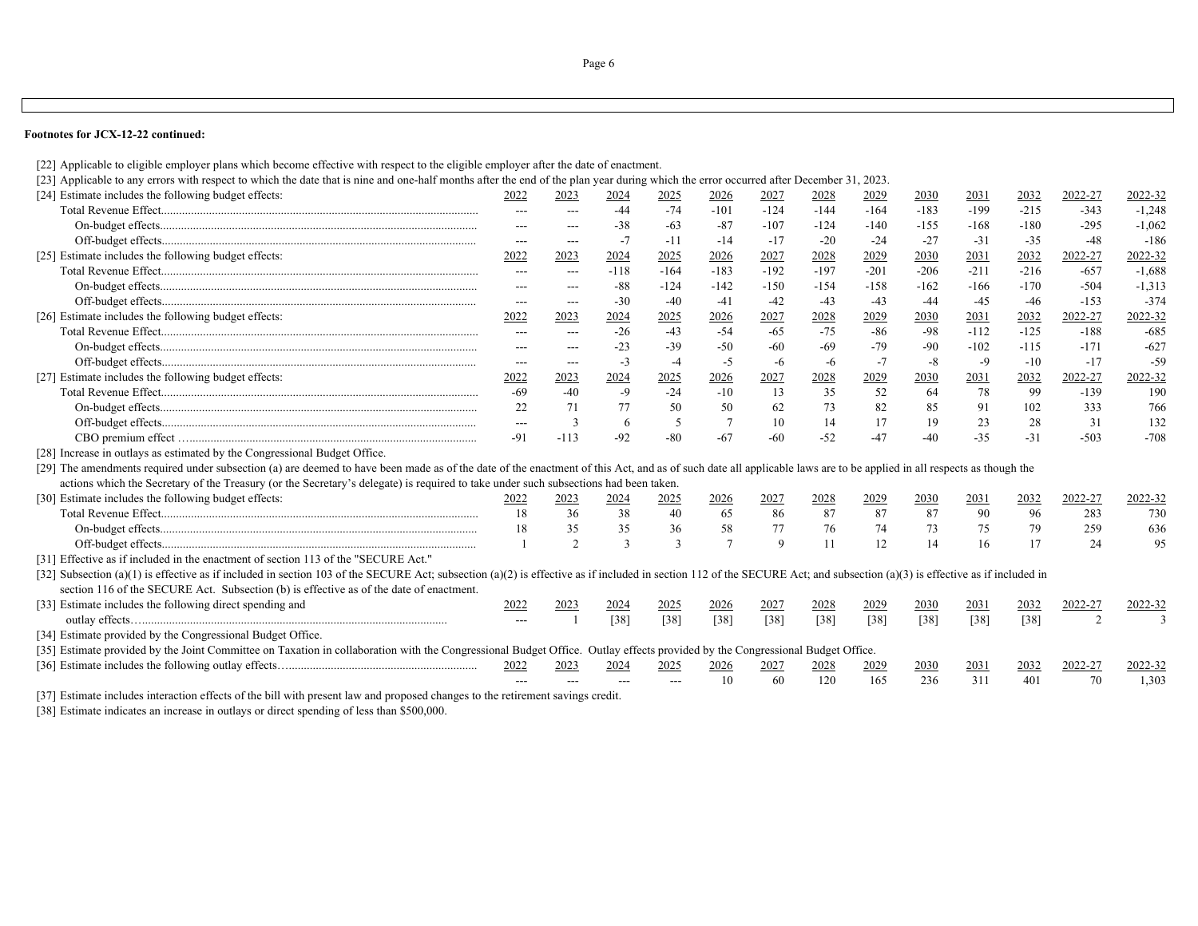**Footnotes for JCX-12-22 continued:**

[22] Applicable to eligible employer plans which become effective with respect to the eligible employer after the date of enactment.

[23] Applicable to any errors with respect to which the date that is nine and one-half months after the end of the plan year during which the error occurred after December 31, 2023.

[24] Estimate includes the following budget effects:

| | 2022 | 2023 | 2024 | 2025 | 2026 | 2027 | 2028 | 2029 | 2030 | 2031 | 2032 | 2022-27 | 2022-32 |
|---|---|---|---|---|---|---|---|---|---|---|---|---|---|
| Total Revenue Effect | --- | --- | -44 | -74 | -101 | -124 | -144 | -164 | -183 | -199 | -215 | -343 | -1,248 |
| On-budget effects | --- | --- | -38 | -63 | -87 | -107 | -124 | -140 | -155 | -168 | -180 | -295 | -1,062 |
| Off-budget effects | --- | --- | -7 | -11 | -14 | -17 | -20 | -24 | -27 | -31 | -35 | -48 | -186 |

[25] Estimate includes the following budget effects:

| | 2022 | 2023 | 2024 | 2025 | 2026 | 2027 | 2028 | 2029 | 2030 | 2031 | 2032 | 2022-27 | 2022-32 |
|---|---|---|---|---|---|---|---|---|---|---|---|---|---|
| Total Revenue Effect | --- | --- | -118 | -164 | -183 | -192 | -197 | -201 | -206 | -211 | -216 | -657 | -1,688 |
| On-budget effects | --- | --- | -88 | -124 | -142 | -150 | -154 | -158 | -162 | -166 | -170 | -504 | -1,313 |
| Off-budget effects | --- | --- | -30 | -40 | -41 | -42 | -43 | -43 | -44 | -45 | -46 | -153 | -374 |

[26] Estimate includes the following budget effects:

| | 2022 | 2023 | 2024 | 2025 | 2026 | 2027 | 2028 | 2029 | 2030 | 2031 | 2032 | 2022-27 | 2022-32 |
|---|---|---|---|---|---|---|---|---|---|---|---|---|---|
| Total Revenue Effect | --- | --- | -26 | -43 | -54 | -65 | -75 | -86 | -98 | -112 | -125 | -188 | -685 |
| On-budget effects | --- | --- | -23 | -39 | -50 | -60 | -69 | -79 | -90 | -102 | -115 | -171 | -627 |
| Off-budget effects | --- | --- | -3 | -4 | -5 | -6 | -6 | -7 | -8 | -9 | -10 | -17 | -59 |

[27] Estimate includes the following budget effects:

| | 2022 | 2023 | 2024 | 2025 | 2026 | 2027 | 2028 | 2029 | 2030 | 2031 | 2032 | 2022-27 | 2022-32 |
|---|---|---|---|---|---|---|---|---|---|---|---|---|---|
| Total Revenue Effect | -69 | -40 | -9 | -24 | -10 | 13 | 35 | 52 | 64 | 78 | 99 | -139 | 190 |
| On-budget effects | 22 | 71 | 77 | 50 | 50 | 62 | 73 | 82 | 85 | 91 | 102 | 333 | 766 |
| Off-budget effects | --- | 3 | 6 | 5 | 7 | 10 | 14 | 17 | 19 | 23 | 28 | 31 | 132 |
| CBO premium effect | -91 | -113 | -92 | -80 | -67 | -60 | -52 | -47 | -40 | -35 | -31 | -503 | -708 |

[28] Increase in outlays as estimated by the Congressional Budget Office.

[29] The amendments required under subsection (a) are deemed to have been made as of the date of the enactment of this Act, and as of such date all applicable laws are to be applied in all respects as though the actions which the Secretary of the Treasury (or the Secretary's delegate) is required to take under such subsections had been taken.

[30] Estimate includes the following budget effects:

| | 2022 | 2023 | 2024 | 2025 | 2026 | 2027 | 2028 | 2029 | 2030 | 2031 | 2032 | 2022-27 | 2022-32 |
|---|---|---|---|---|---|---|---|---|---|---|---|---|---|
| Total Revenue Effect | 18 | 36 | 38 | 40 | 65 | 86 | 87 | 87 | 87 | 90 | 96 | 283 | 730 |
| On-budget effects | 18 | 35 | 35 | 36 | 58 | 77 | 76 | 74 | 73 | 75 | 79 | 259 | 636 |
| Off-budget effects | 1 | 2 | 3 | 3 | 7 | 9 | 11 | 12 | 14 | 16 | 17 | 24 | 95 |

[31] Effective as if included in the enactment of section 113 of the "SECURE Act."

[32] Subsection (a)(1) is effective as if included in section 103 of the SECURE Act; subsection (a)(2) is effective as if included in section 112 of the SECURE Act; and subsection (a)(3) is effective as if included in section 116 of the SECURE Act. Subsection (b) is effective as of the date of enactment.

[33] Estimate includes the following direct spending and outlay effects:

| | 2022 | 2023 | 2024 | 2025 | 2026 | 2027 | 2028 | 2029 | 2030 | 2031 | 2032 | 2022-27 | 2022-32 |
|---|---|---|---|---|---|---|---|---|---|---|---|---|---|
| outlay effects | --- | 1 | [38] | [38] | [38] | [38] | [38] | [38] | [38] | [38] | [38] | 2 | 3 |

[34] Estimate provided by the Congressional Budget Office.

[35] Estimate provided by the Joint Committee on Taxation in collaboration with the Congressional Budget Office. Outlay effects provided by the Congressional Budget Office.

[36] Estimate includes the following outlay effects:

| | 2022 | 2023 | 2024 | 2025 | 2026 | 2027 | 2028 | 2029 | 2030 | 2031 | 2032 | 2022-27 | 2022-32 |
|---|---|---|---|---|---|---|---|---|---|---|---|---|---|
| | --- | --- | --- | --- | 10 | 60 | 120 | 165 | 236 | 311 | 401 | 70 | 1,303 |

[37] Estimate includes interaction effects of the bill with present law and proposed changes to the retirement savings credit.

[38] Estimate indicates an increase in outlays or direct spending of less than $500,000.